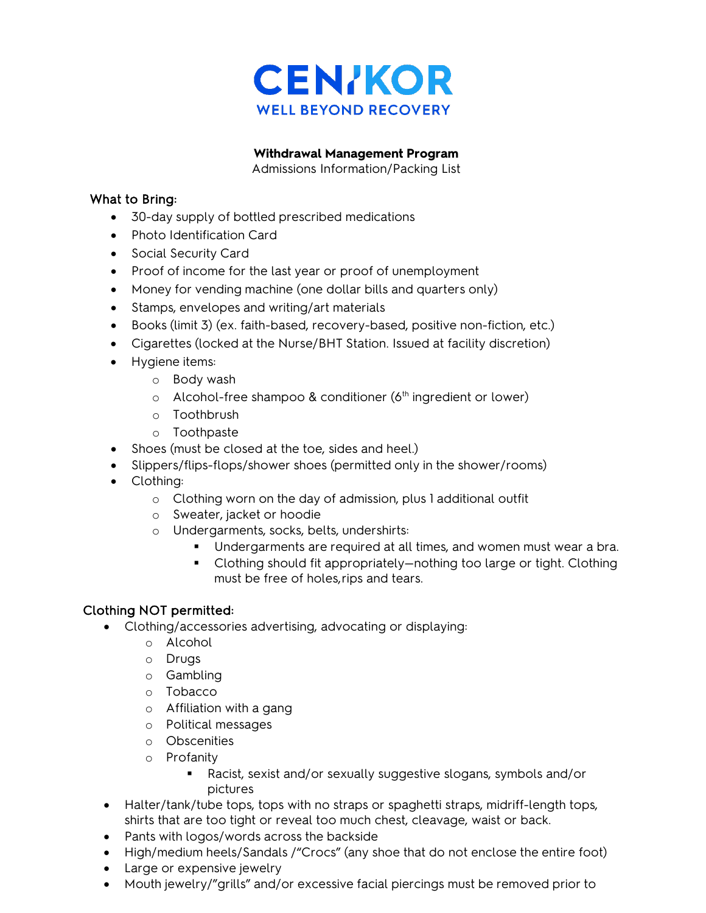# CENIKOR

WELL BEYOND RECOVERY

**Withdrawal Management Program**

Admissions Information/Packing List

## What to Bring:

- 30-day supply of bottled prescribed medications
- Photo Identification Card
- Social Security Card
- Proof of income for the last year or proof of unemployment
- Money for vending machine (one dollar bills and quarters only)
- Stamps, envelopes and writing/art materials
- Books (limit 3) (ex. faith-based, recovery-based, positive non-fiction, etc.)
- Cigarettes (locked at the Nurse/BHT Station. Issued at facility discretion)
- Hygiene items:
  - Body wash
  - Alcohol-free shampoo & conditioner (6th ingredient or lower)
  - Toothbrush
  - Toothpaste
- Shoes (must be closed at the toe, sides and heel.)
- Slippers/flips-flops/shower shoes (permitted only in the shower/rooms)
- Clothing:
  - Clothing worn on the day of admission, plus 1 additional outfit
  - Sweater, jacket or hoodie
  - Undergarments, socks, belts, undershirts:
    - Undergarments are required at all times, and women must wear a bra.
    - Clothing should fit appropriately—nothing too large or tight. Clothing must be free of holes,rips and tears.

## Clothing NOT permitted:

- Clothing/accessories advertising, advocating or displaying:
  - Alcohol
  - Drugs
  - Gambling
  - Tobacco
  - Affiliation with a gang
  - Political messages
  - Obscenities
  - Profanity
    - Racist, sexist and/or sexually suggestive slogans, symbols and/or pictures
- Halter/tank/tube tops, tops with no straps or spaghetti straps, midriff-length tops, shirts that are too tight or reveal too much chest, cleavage, waist or back.
- Pants with logos/words across the backside
- High/medium heels/Sandals /"Crocs" (any shoe that do not enclose the entire foot)
- Large or expensive jewelry
- Mouth jewelry/"grills" and/or excessive facial piercings must be removed prior to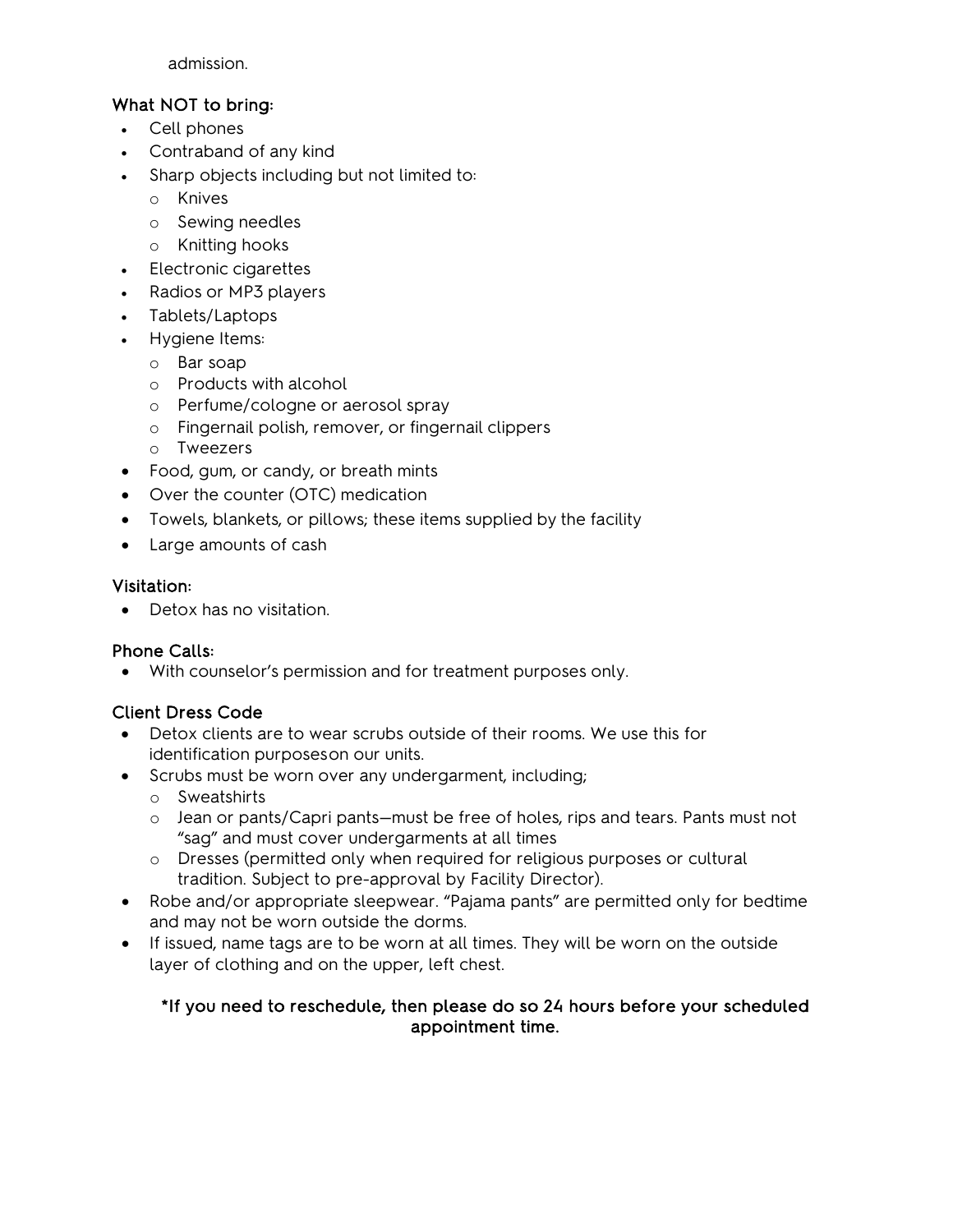admission.

## What NOT to bring:

- Cell phones
- Contraband of any kind
- Sharp objects including but not limited to:
  - Knives
  - Sewing needles
  - Knitting hooks
- Electronic cigarettes
- Radios or MP3 players
- Tablets/Laptops
- Hygiene Items:
  - Bar soap
  - Products with alcohol
  - Perfume/cologne or aerosol spray
  - Fingernail polish, remover, or fingernail clippers
  - Tweezers
- Food, gum, or candy, or breath mints
- Over the counter (OTC) medication
- Towels, blankets, or pillows; these items supplied by the facility
- Large amounts of cash

## Visitation:

- Detox has no visitation.

## Phone Calls:

- With counselor's permission and for treatment purposes only.

## Client Dress Code

- Detox clients are to wear scrubs outside of their rooms. We use this for identification purposeson our units.
- Scrubs must be worn over any undergarment, including;
  - Sweatshirts
  - Jean or pants/Capri pants—must be free of holes, rips and tears. Pants must not "sag" and must cover undergarments at all times
  - Dresses (permitted only when required for religious purposes or cultural tradition. Subject to pre-approval by Facility Director).
- Robe and/or appropriate sleepwear. "Pajama pants" are permitted only for bedtime and may not be worn outside the dorms.
- If issued, name tags are to be worn at all times. They will be worn on the outside layer of clothing and on the upper, left chest.

**\*If you need to reschedule, then please do so 24 hours before your scheduled appointment time.**